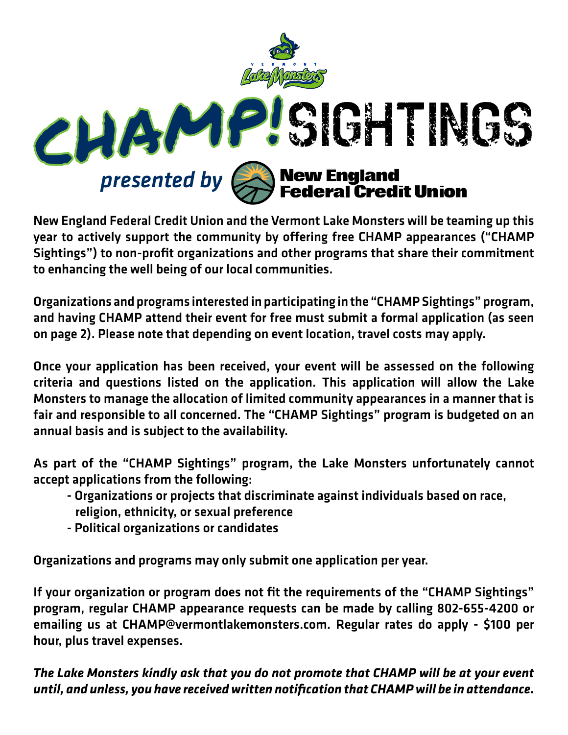V E R M O N T Lake Monsters

# CHAMP! SIGHTINGS

*presented by* New England Federal Credit Union

New England Federal Credit Union and the Vermont Lake Monsters will be teaming up this year to actively support the community by offering free CHAMP appearances ("CHAMP Sightings") to non-profit organizations and other programs that share their commitment to enhancing the well being of our local communities.

Organizations and programs interested in participating in the "CHAMP Sightings" program, and having CHAMP attend their event for free must submit a formal application (as seen on page 2). Please note that depending on event location, travel costs may apply.

Once your application has been received, your event will be assessed on the following criteria and questions listed on the application. This application will allow the Lake Monsters to manage the allocation of limited community appearances in a manner that is fair and responsible to all concerned. The "CHAMP Sightings" program is budgeted on an annual basis and is subject to the availability.

As part of the "CHAMP Sightings" program, the Lake Monsters unfortunately cannot accept applications from the following:

- Organizations or projects that discriminate against individuals based on race, religion, ethnicity, or sexual preference
- Political organizations or candidates

Organizations and programs may only submit one application per year.

If your organization or program does not fit the requirements of the "CHAMP Sightings" program, regular CHAMP appearance requests can be made by calling 802-655-4200 or emailing us at CHAMP@vermontlakemonsters.com. Regular rates do apply - $100 per hour, plus travel expenses.

***The Lake Monsters kindly ask that you do not promote that CHAMP will be at your event until, and unless, you have received written notification that CHAMP will be in attendance.***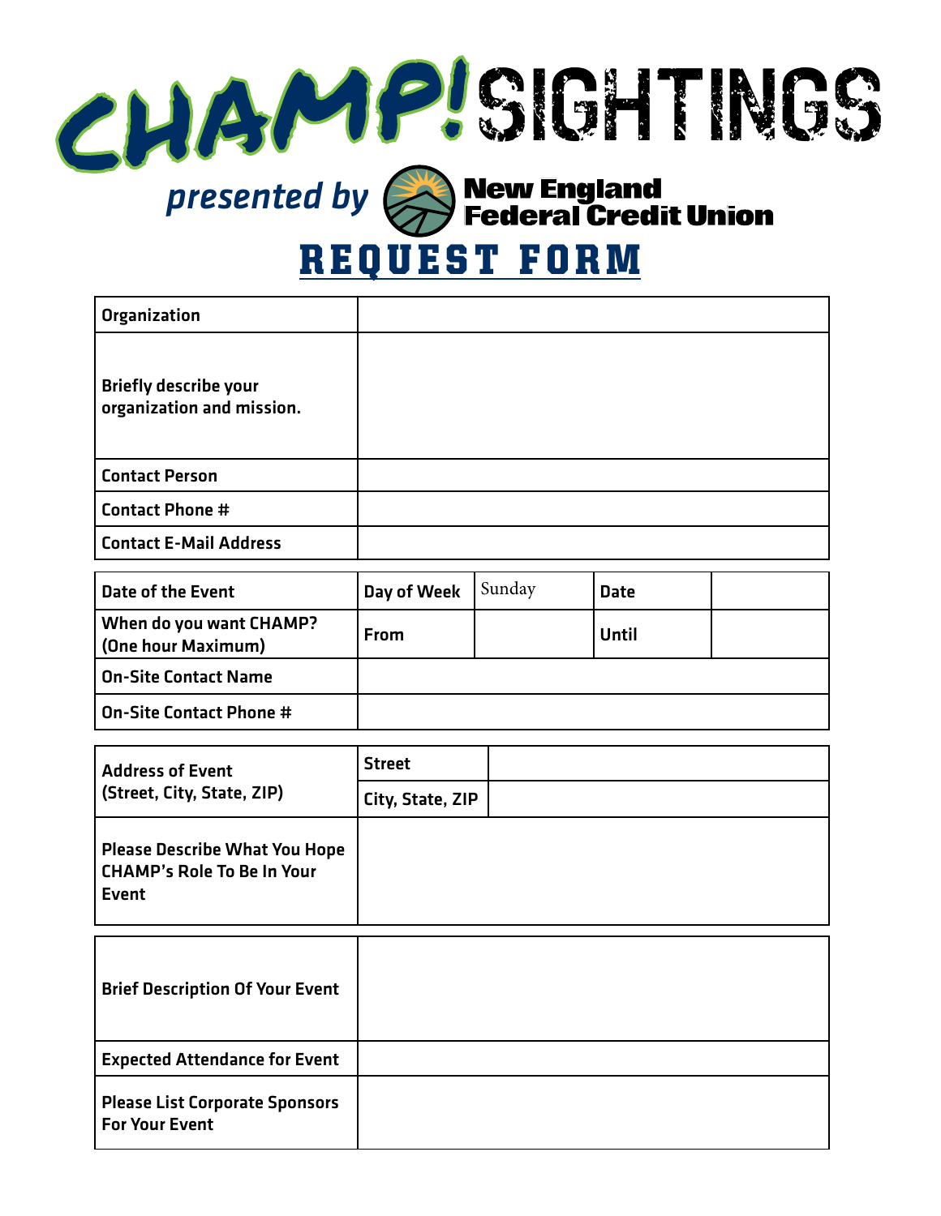# CHAMP! SIGHTINGS

*presented by* New England Federal Credit Union

## REQUEST FORM

| | |
|---|---|
| **Organization** | |
| **Briefly describe your organization and mission.** | |
| **Contact Person** | |
| **Contact Phone #** | |
| **Contact E-Mail Address** | |

| | | | | |
|---|---|---|---|---|
| **Date of the Event** | **Day of Week** | Sunday | **Date** | |
| **When do you want CHAMP? (One hour Maximum)** | **From** | | **Until** | |
| **On-Site Contact Name** | | | | |
| **On-Site Contact Phone #** | | | | |

| | | |
|---|---|---|
| **Address of Event (Street, City, State, ZIP)** | **Street** | |
| | **City, State, ZIP** | |
| **Please Describe What You Hope CHAMP's Role To Be In Your Event** | | |

| | |
|---|---|
| **Brief Description Of Your Event** | |
| **Expected Attendance for Event** | |
| **Please List Corporate Sponsors For Your Event** | |